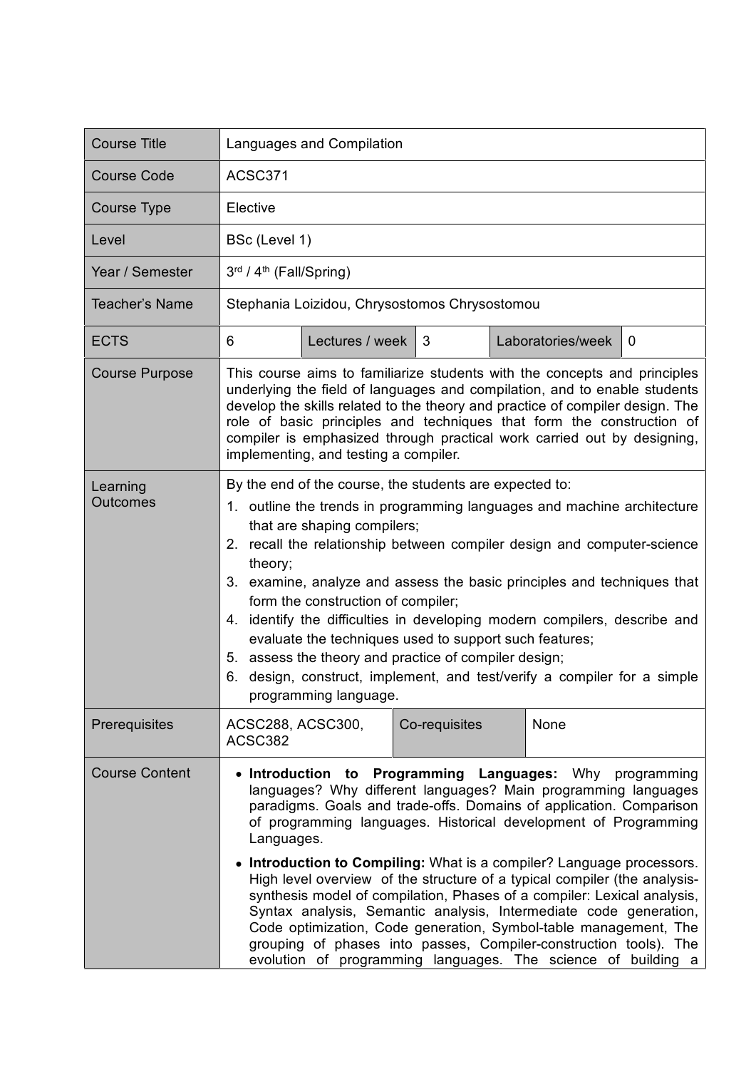| Course Title | Languages and Compilation | | | | |
|---|---|---|---|---|---|
| Course Code | ACSC371 | | | | |
| Course Type | Elective | | | | |
| Level | BSc (Level 1) | | | | |
| Year / Semester | 3rd / 4th (Fall/Spring) | | | | |
| Teacher's Name | Stephania Loizidou, Chrysostomos Chrysostomou | | | | |
| ECTS | 6 | Lectures / week | 3 | Laboratories/week | 0 |
| Course Purpose | This course aims to familiarize students with the concepts and principles underlying the field of languages and compilation, and to enable students develop the skills related to the theory and practice of compiler design. The role of basic principles and techniques that form the construction of compiler is emphasized through practical work carried out by designing, implementing, and testing a compiler. | | | | |
| Learning Outcomes | By the end of the course, the students are expected to:<br>1. outline the trends in programming languages and machine architecture that are shaping compilers;<br>2. recall the relationship between compiler design and computer-science theory;<br>3. examine, analyze and assess the basic principles and techniques that form the construction of compiler;<br>4. identify the difficulties in developing modern compilers, describe and evaluate the techniques used to support such features;<br>5. assess the theory and practice of compiler design;<br>6. design, construct, implement, and test/verify a compiler for a simple programming language. | | | | |
| Prerequisites | ACSC288, ACSC300, ACSC382 | Co-requisites | None | | |
| Course Content | • **Introduction to Programming Languages:** Why programming languages? Why different languages? Main programming languages paradigms. Goals and trade-offs. Domains of application. Comparison of programming languages. Historical development of Programming Languages.<br>• **Introduction to Compiling:** What is a compiler? Language processors. High level overview of the structure of a typical compiler (the analysis-synthesis model of compilation, Phases of a compiler: Lexical analysis, Syntax analysis, Semantic analysis, Intermediate code generation, Code optimization, Code generation, Symbol-table management, The grouping of phases into passes, Compiler-construction tools). The evolution of programming languages. The science of building a | | | | |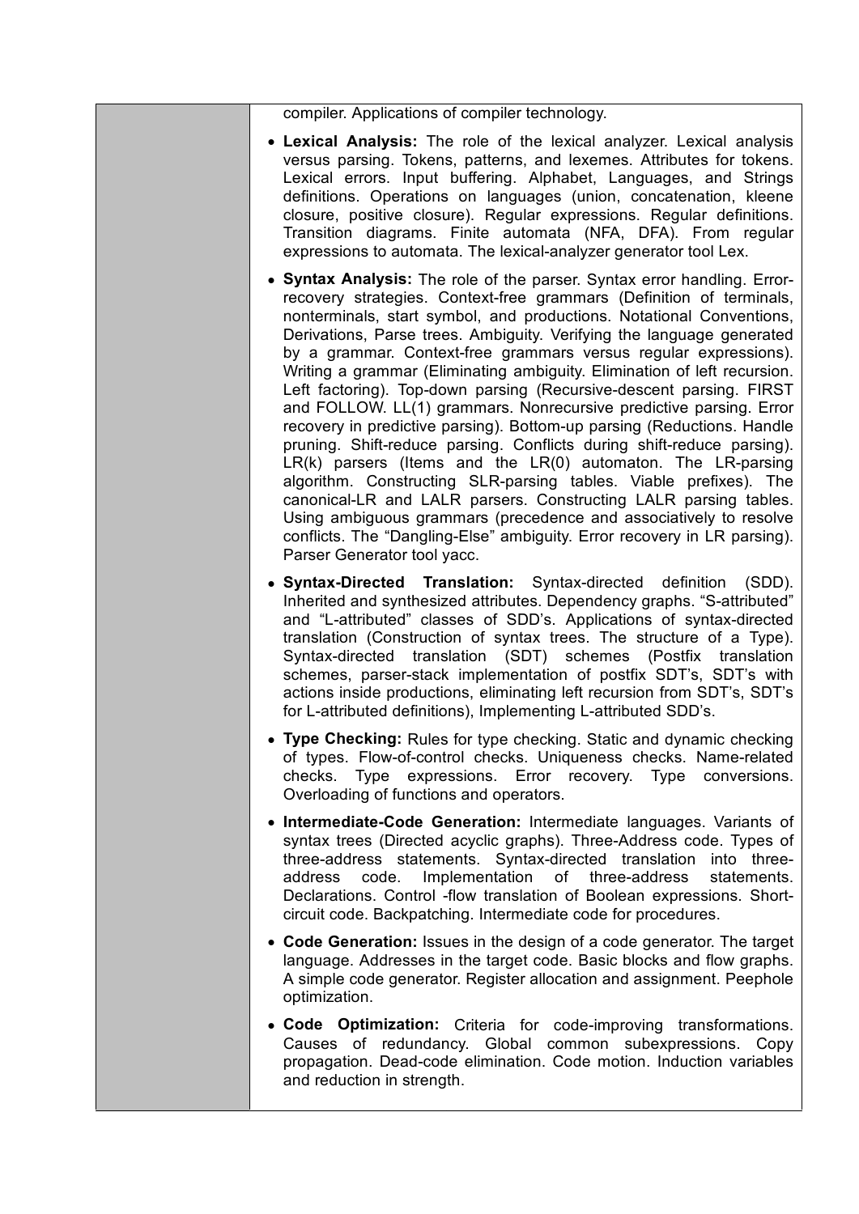compiler. Applications of compiler technology.

- **Lexical Analysis:** The role of the lexical analyzer. Lexical analysis versus parsing. Tokens, patterns, and lexemes. Attributes for tokens. Lexical errors. Input buffering. Alphabet, Languages, and Strings definitions. Operations on languages (union, concatenation, kleene closure, positive closure). Regular expressions. Regular definitions. Transition diagrams. Finite automata (NFA, DFA). From regular expressions to automata. The lexical-analyzer generator tool Lex.
- **Syntax Analysis:** The role of the parser. Syntax error handling. Error-recovery strategies. Context-free grammars (Definition of terminals, nonterminals, start symbol, and productions. Notational Conventions, Derivations, Parse trees. Ambiguity. Verifying the language generated by a grammar. Context-free grammars versus regular expressions). Writing a grammar (Eliminating ambiguity. Elimination of left recursion. Left factoring). Top-down parsing (Recursive-descent parsing. FIRST and FOLLOW. LL(1) grammars. Nonrecursive predictive parsing. Error recovery in predictive parsing). Bottom-up parsing (Reductions. Handle pruning. Shift-reduce parsing. Conflicts during shift-reduce parsing). LR(k) parsers (Items and the LR(0) automaton. The LR-parsing algorithm. Constructing SLR-parsing tables. Viable prefixes). The canonical-LR and LALR parsers. Constructing LALR parsing tables. Using ambiguous grammars (precedence and associatively to resolve conflicts. The "Dangling-Else" ambiguity. Error recovery in LR parsing). Parser Generator tool yacc.
- **Syntax-Directed Translation:** Syntax-directed definition (SDD). Inherited and synthesized attributes. Dependency graphs. "S-attributed" and "L-attributed" classes of SDD's. Applications of syntax-directed translation (Construction of syntax trees. The structure of a Type). Syntax-directed translation (SDT) schemes (Postfix translation schemes, parser-stack implementation of postfix SDT's, SDT's with actions inside productions, eliminating left recursion from SDT's, SDT's for L-attributed definitions), Implementing L-attributed SDD's.
- **Type Checking:** Rules for type checking. Static and dynamic checking of types. Flow-of-control checks. Uniqueness checks. Name-related checks. Type expressions. Error recovery. Type conversions. Overloading of functions and operators.
- **Intermediate-Code Generation:** Intermediate languages. Variants of syntax trees (Directed acyclic graphs). Three-Address code. Types of three-address statements. Syntax-directed translation into three-address code. Implementation of three-address statements. Declarations. Control -flow translation of Boolean expressions. Short-circuit code. Backpatching. Intermediate code for procedures.
- **Code Generation:** Issues in the design of a code generator. The target language. Addresses in the target code. Basic blocks and flow graphs. A simple code generator. Register allocation and assignment. Peephole optimization.
- **Code Optimization:** Criteria for code-improving transformations. Causes of redundancy. Global common subexpressions. Copy propagation. Dead-code elimination. Code motion. Induction variables and reduction in strength.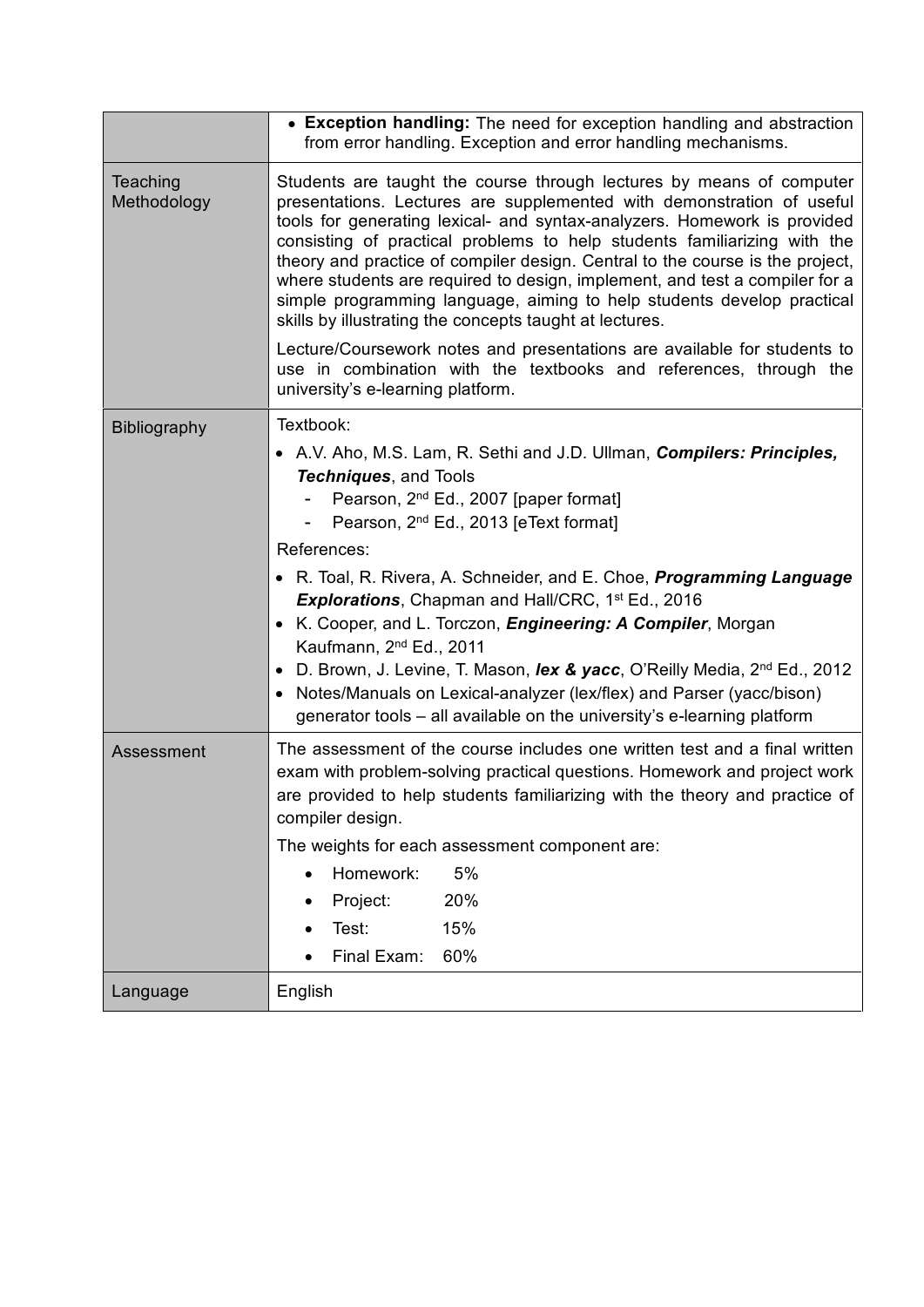| | |
|---|---|
| | • **Exception handling:** The need for exception handling and abstraction from error handling. Exception and error handling mechanisms. |
| Teaching Methodology | Students are taught the course through lectures by means of computer presentations. Lectures are supplemented with demonstration of useful tools for generating lexical- and syntax-analyzers. Homework is provided consisting of practical problems to help students familiarizing with the theory and practice of compiler design. Central to the course is the project, where students are required to design, implement, and test a compiler for a simple programming language, aiming to help students develop practical skills by illustrating the concepts taught at lectures.<br><br>Lecture/Coursework notes and presentations are available for students to use in combination with the textbooks and references, through the university's e-learning platform. |
| Bibliography | Textbook:<br>• A.V. Aho, M.S. Lam, R. Sethi and J.D. Ullman, ***Compilers: Principles, Techniques***, and Tools<br>&nbsp;&nbsp;- Pearson, 2nd Ed., 2007 [paper format]<br>&nbsp;&nbsp;- Pearson, 2nd Ed., 2013 [eText format]<br><br>References:<br>• R. Toal, R. Rivera, A. Schneider, and E. Choe, ***Programming Language Explorations***, Chapman and Hall/CRC, 1st Ed., 2016<br>• K. Cooper, and L. Torczon, ***Engineering: A Compiler***, Morgan Kaufmann, 2nd Ed., 2011<br>• D. Brown, J. Levine, T. Mason, ***lex & yacc***, O'Reilly Media, 2nd Ed., 2012<br>• Notes/Manuals on Lexical-analyzer (lex/flex) and Parser (yacc/bison) generator tools – all available on the university's e-learning platform |
| Assessment | The assessment of the course includes one written test and a final written exam with problem-solving practical questions. Homework and project work are provided to help students familiarizing with the theory and practice of compiler design.<br><br>The weights for each assessment component are:<br>• Homework: 5%<br>• Project: 20%<br>• Test: 15%<br>• Final Exam: 60% |
| Language | English |